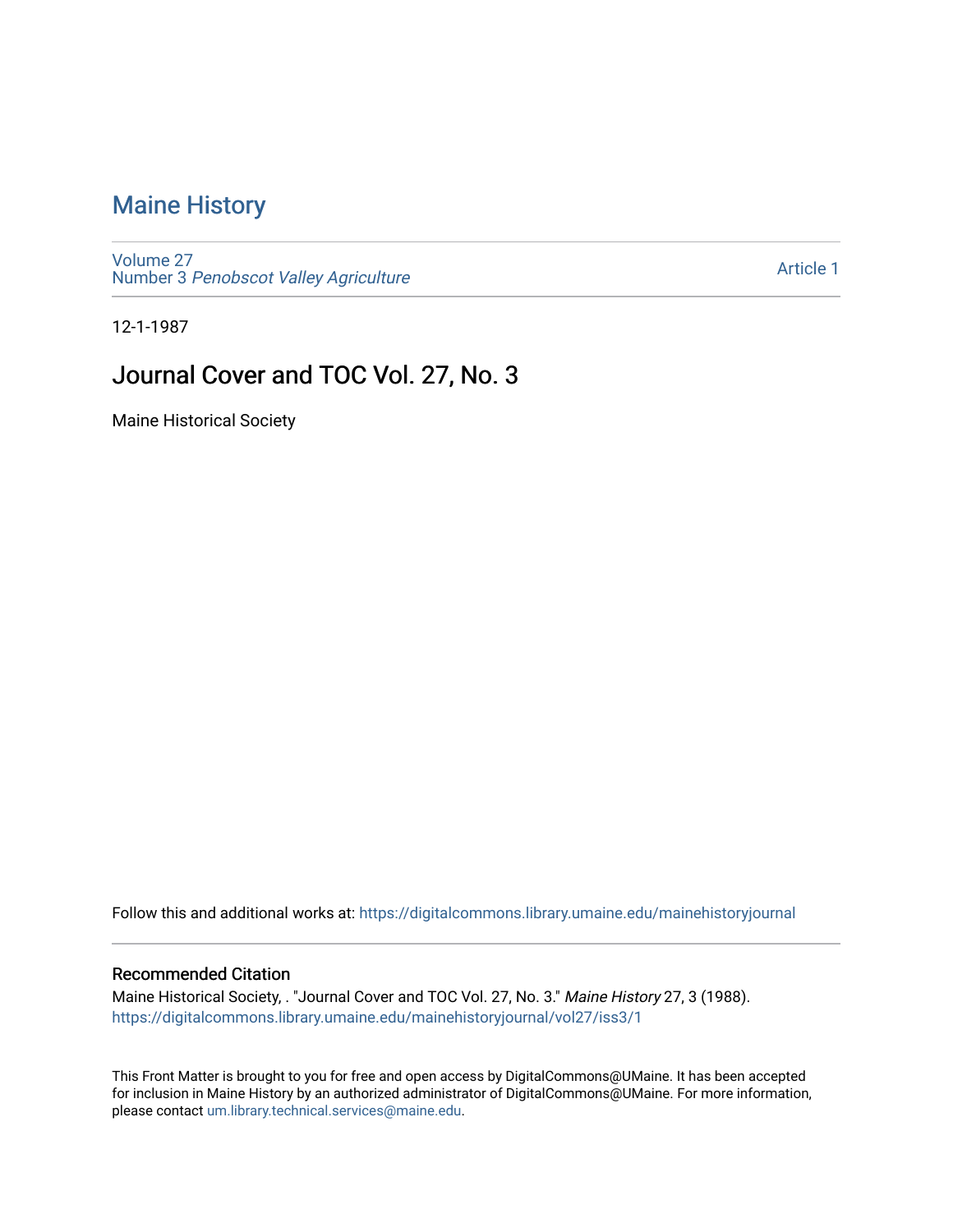# Maine History

Volume 27
Number 3 *Penobscot Valley Agriculture*

Article 1

12-1-1987

## Journal Cover and TOC Vol. 27, No. 3

Maine Historical Society

Follow this and additional works at: https://digitalcommons.library.umaine.edu/mainehistoryjournal

### Recommended Citation

Maine Historical Society, . "Journal Cover and TOC Vol. 27, No. 3." *Maine History* 27, 3 (1988).
https://digitalcommons.library.umaine.edu/mainehistoryjournal/vol27/iss3/1

This Front Matter is brought to you for free and open access by DigitalCommons@UMaine. It has been accepted for inclusion in Maine History by an authorized administrator of DigitalCommons@UMaine. For more information, please contact um.library.technical.services@maine.edu.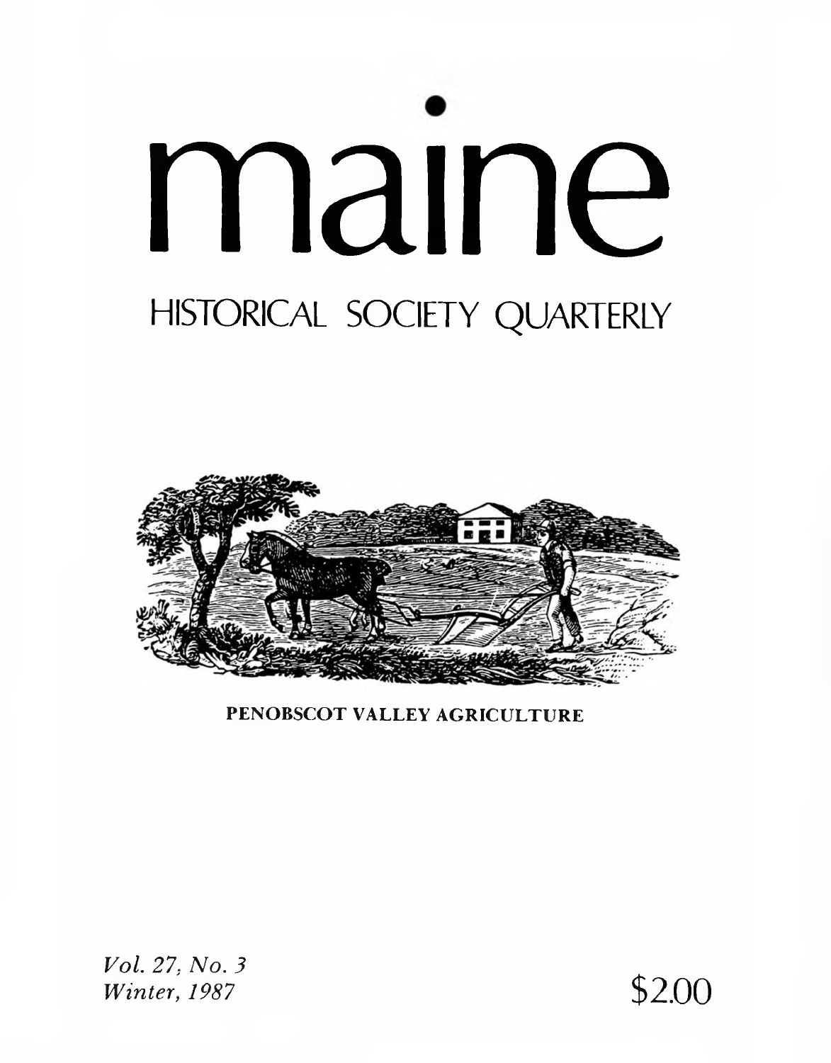# maine

## HISTORICAL SOCIETY QUARTERLY

PENOBSCOT VALLEY AGRICULTURE

*Vol. 27, No. 3*
*Winter, 1987*

$2.00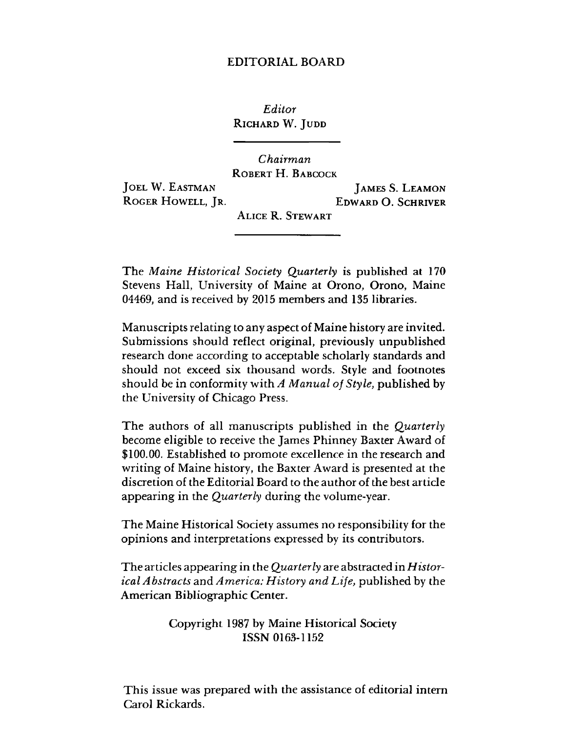# EDITORIAL BOARD

*Editor*
RICHARD W. JUDD

*Chairman*
ROBERT H. BABCOCK

JOEL W. EASTMAN
JAMES S. LEAMON
ROGER HOWELL, JR.
EDWARD O. SCHRIVER
ALICE R. STEWART

The *Maine Historical Society Quarterly* is published at 170 Stevens Hall, University of Maine at Orono, Orono, Maine 04469, and is received by 2015 members and 135 libraries.

Manuscripts relating to any aspect of Maine history are invited. Submissions should reflect original, previously unpublished research done according to acceptable scholarly standards and should not exceed six thousand words. Style and footnotes should be in conformity with *A Manual of Style*, published by the University of Chicago Press.

The authors of all manuscripts published in the *Quarterly* become eligible to receive the James Phinney Baxter Award of $100.00. Established to promote excellence in the research and writing of Maine history, the Baxter Award is presented at the discretion of the Editorial Board to the author of the best article appearing in the *Quarterly* during the volume-year.

The Maine Historical Society assumes no responsibility for the opinions and interpretations expressed by its contributors.

The articles appearing in the *Quarterly* are abstracted in *Historical Abstracts* and *America: History and Life*, published by the American Bibliographic Center.

Copyright 1987 by Maine Historical Society
ISSN 0163-1152

This issue was prepared with the assistance of editorial intern Carol Rickards.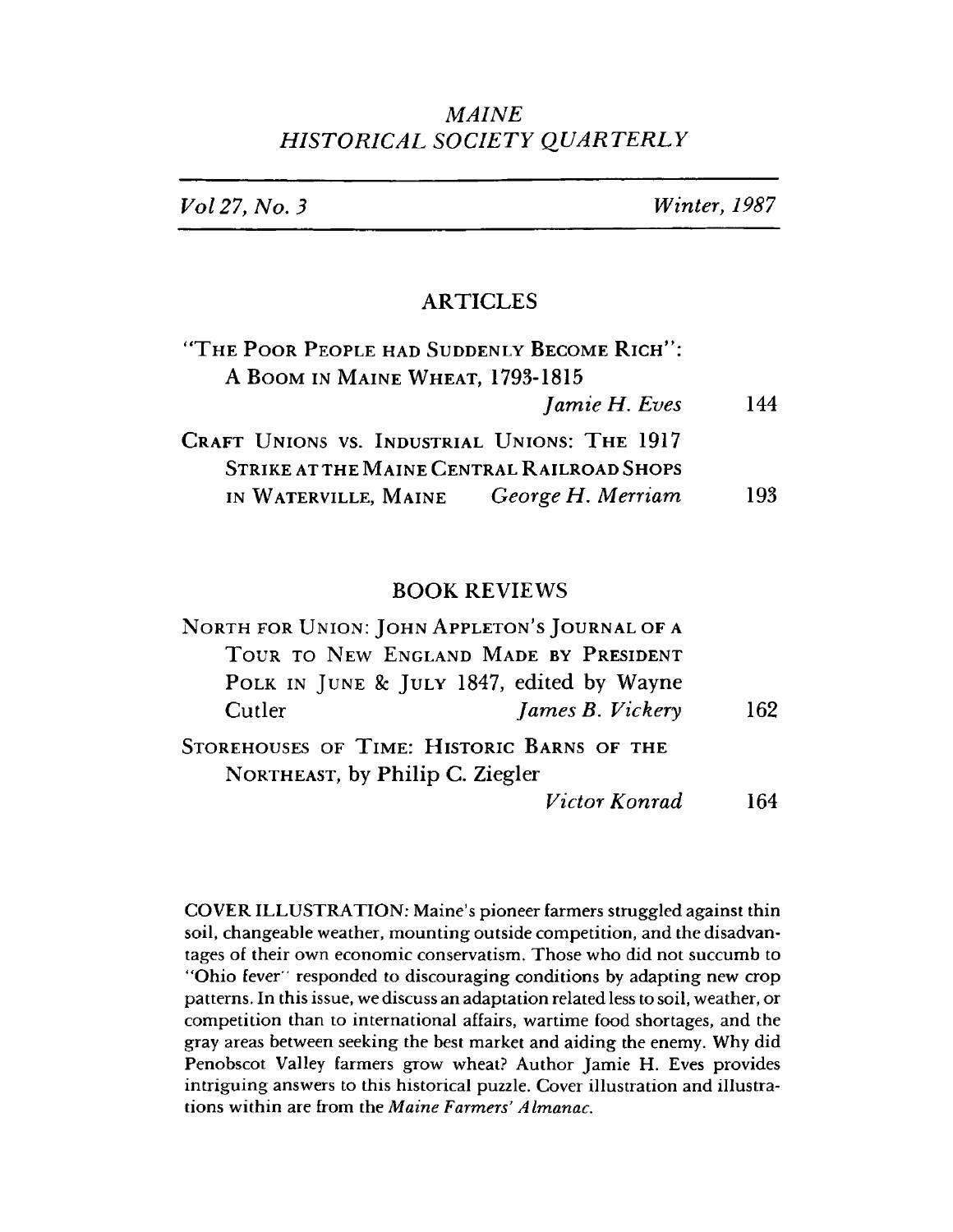# *MAINE HISTORICAL SOCIETY QUARTERLY*

*Vol 27, No. 3* *Winter, 1987*

## ARTICLES

"THE POOR PEOPLE HAD SUDDENLY BECOME RICH": A BOOM IN MAINE WHEAT, 1793-1815
*Jamie H. Eves* 144

CRAFT UNIONS VS. INDUSTRIAL UNIONS: THE 1917 STRIKE AT THE MAINE CENTRAL RAILROAD SHOPS IN WATERVILLE, MAINE *George H. Merriam* 193

## BOOK REVIEWS

NORTH FOR UNION: JOHN APPLETON'S JOURNAL OF A TOUR TO NEW ENGLAND MADE BY PRESIDENT POLK IN JUNE & JULY 1847, edited by Wayne Cutler *James B. Vickery* 162

STOREHOUSES OF TIME: HISTORIC BARNS OF THE NORTHEAST, by Philip C. Ziegler
*Victor Konrad* 164

COVER ILLUSTRATION: Maine's pioneer farmers struggled against thin soil, changeable weather, mounting outside competition, and the disadvantages of their own economic conservatism. Those who did not succumb to "Ohio fever" responded to discouraging conditions by adapting new crop patterns. In this issue, we discuss an adaptation related less to soil, weather, or competition than to international affairs, wartime food shortages, and the gray areas between seeking the best market and aiding the enemy. Why did Penobscot Valley farmers grow wheat? Author Jamie H. Eves provides intriguing answers to this historical puzzle. Cover illustration and illustrations within are from the *Maine Farmers' Almanac*.